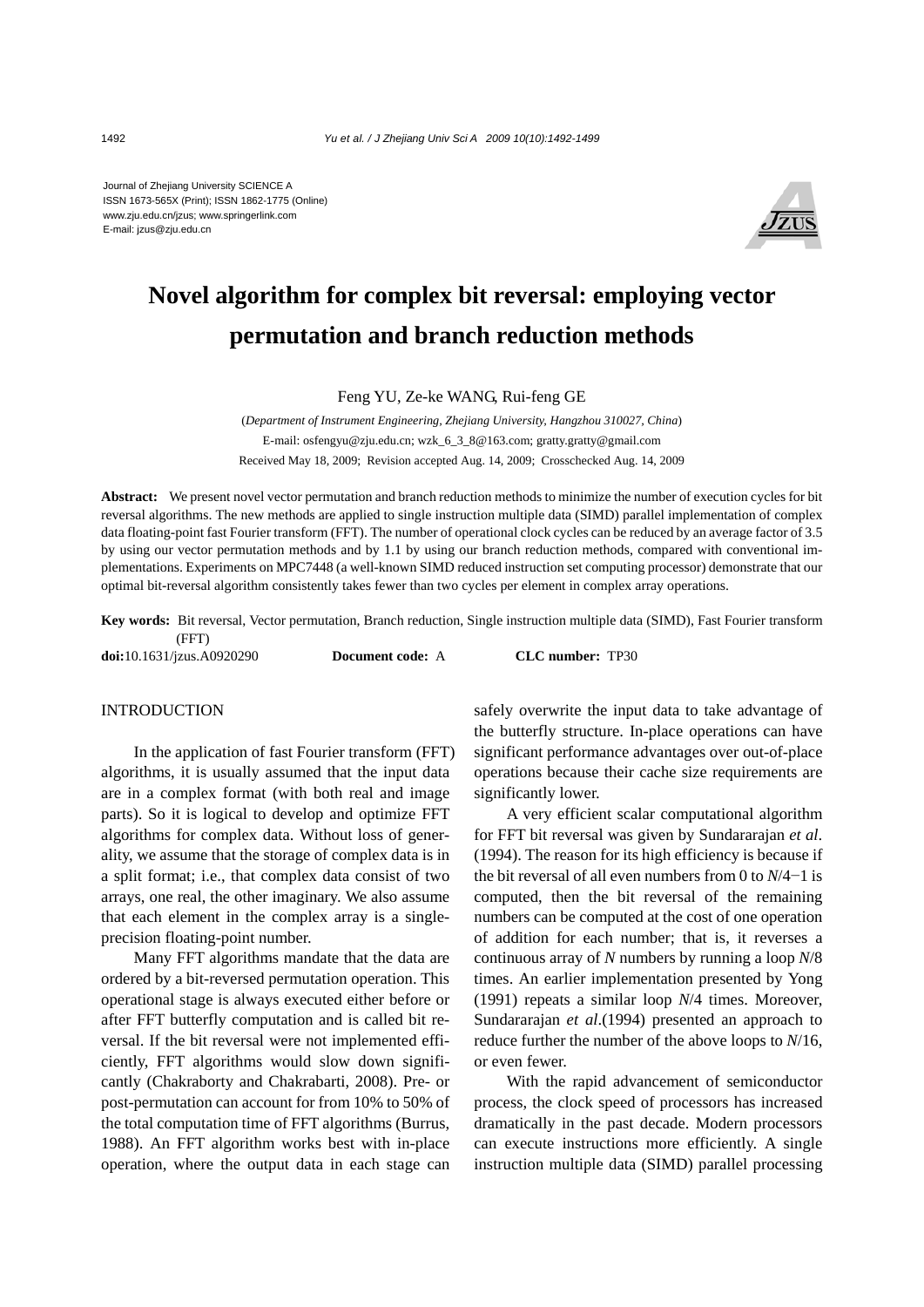Journal of Zhejiang University SCIENCE A
ISSN 1673-565X (Print); ISSN 1862-1775 (Online)
www.zju.edu.cn/jzus; www.springerlink.com
E-mail: jzus@zju.edu.cn

# Novel algorithm for complex bit reversal: employing vector permutation and branch reduction methods

Feng YU, Ze-ke WANG, Rui-feng GE

(*Department of Instrument Engineering, Zhejiang University, Hangzhou 310027, China*)
E-mail: osfengyu@zju.edu.cn; wzk_6_3_8@163.com; gratty.gratty@gmail.com
Received May 18, 2009; Revision accepted Aug. 14, 2009; Crosschecked Aug. 14, 2009

**Abstract:** We present novel vector permutation and branch reduction methods to minimize the number of execution cycles for bit reversal algorithms. The new methods are applied to single instruction multiple data (SIMD) parallel implementation of complex data floating-point fast Fourier transform (FFT). The number of operational clock cycles can be reduced by an average factor of 3.5 by using our vector permutation methods and by 1.1 by using our branch reduction methods, compared with conventional implementations. Experiments on MPC7448 (a well-known SIMD reduced instruction set computing processor) demonstrate that our optimal bit-reversal algorithm consistently takes fewer than two cycles per element in complex array operations.

**Key words:** Bit reversal, Vector permutation, Branch reduction, Single instruction multiple data (SIMD), Fast Fourier transform (FFT)

**doi:**10.1631/jzus.A0920290 **Document code:** A **CLC number:** TP30

## INTRODUCTION

In the application of fast Fourier transform (FFT) algorithms, it is usually assumed that the input data are in a complex format (with both real and image parts). So it is logical to develop and optimize FFT algorithms for complex data. Without loss of generality, we assume that the storage of complex data is in a split format; i.e., that complex data consist of two arrays, one real, the other imaginary. We also assume that each element in the complex array is a single-precision floating-point number.

Many FFT algorithms mandate that the data are ordered by a bit-reversed permutation operation. This operational stage is always executed either before or after FFT butterfly computation and is called bit reversal. If the bit reversal were not implemented efficiently, FFT algorithms would slow down significantly (Chakraborty and Chakrabarti, 2008). Pre- or post-permutation can account for from 10% to 50% of the total computation time of FFT algorithms (Burrus, 1988). An FFT algorithm works best with in-place operation, where the output data in each stage can safely overwrite the input data to take advantage of the butterfly structure. In-place operations can have significant performance advantages over out-of-place operations because their cache size requirements are significantly lower.

A very efficient scalar computational algorithm for FFT bit reversal was given by Sundararajan *et al*. (1994). The reason for its high efficiency is because if the bit reversal of all even numbers from 0 to $N/4-1$ is computed, then the bit reversal of the remaining numbers can be computed at the cost of one operation of addition for each number; that is, it reverses a continuous array of $N$ numbers by running a loop $N/8$ times. An earlier implementation presented by Yong (1991) repeats a similar loop $N/4$ times. Moreover, Sundararajan *et al*.(1994) presented an approach to reduce further the number of the above loops to $N/16$, or even fewer.

With the rapid advancement of semiconductor process, the clock speed of processors has increased dramatically in the past decade. Modern processors can execute instructions more efficiently. A single instruction multiple data (SIMD) parallel processing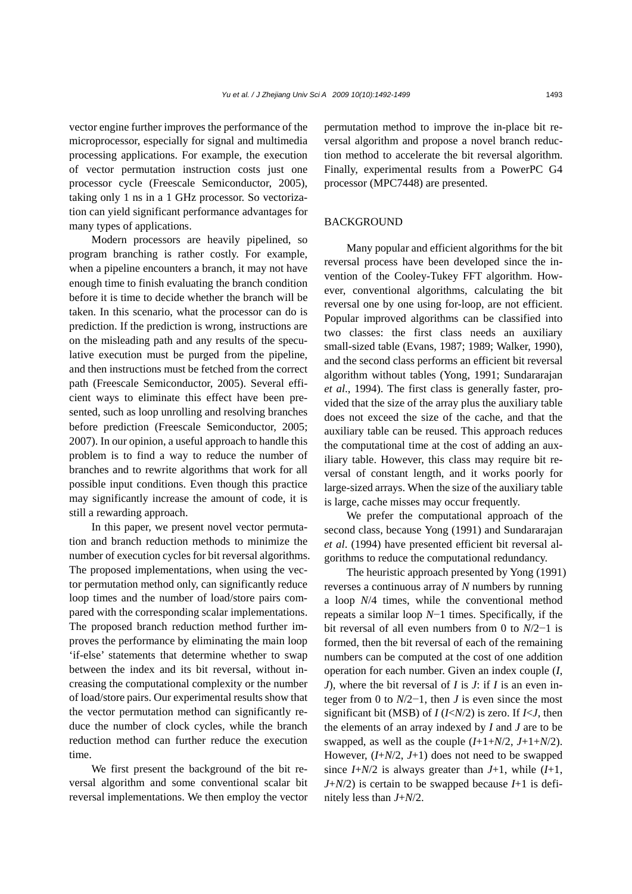vector engine further improves the performance of the microprocessor, especially for signal and multimedia processing applications. For example, the execution of vector permutation instruction costs just one processor cycle (Freescale Semiconductor, 2005), taking only 1 ns in a 1 GHz processor. So vectorization can yield significant performance advantages for many types of applications.

Modern processors are heavily pipelined, so program branching is rather costly. For example, when a pipeline encounters a branch, it may not have enough time to finish evaluating the branch condition before it is time to decide whether the branch will be taken. In this scenario, what the processor can do is prediction. If the prediction is wrong, instructions are on the misleading path and any results of the speculative execution must be purged from the pipeline, and then instructions must be fetched from the correct path (Freescale Semiconductor, 2005). Several efficient ways to eliminate this effect have been presented, such as loop unrolling and resolving branches before prediction (Freescale Semiconductor, 2005; 2007). In our opinion, a useful approach to handle this problem is to find a way to reduce the number of branches and to rewrite algorithms that work for all possible input conditions. Even though this practice may significantly increase the amount of code, it is still a rewarding approach.

In this paper, we present novel vector permutation and branch reduction methods to minimize the number of execution cycles for bit reversal algorithms. The proposed implementations, when using the vector permutation method only, can significantly reduce loop times and the number of load/store pairs compared with the corresponding scalar implementations. The proposed branch reduction method further improves the performance by eliminating the main loop 'if-else' statements that determine whether to swap between the index and its bit reversal, without increasing the computational complexity or the number of load/store pairs. Our experimental results show that the vector permutation method can significantly reduce the number of clock cycles, while the branch reduction method can further reduce the execution time.

We first present the background of the bit reversal algorithm and some conventional scalar bit reversal implementations. We then employ the vector permutation method to improve the in-place bit reversal algorithm and propose a novel branch reduction method to accelerate the bit reversal algorithm. Finally, experimental results from a PowerPC G4 processor (MPC7448) are presented.

## BACKGROUND

Many popular and efficient algorithms for the bit reversal process have been developed since the invention of the Cooley-Tukey FFT algorithm. However, conventional algorithms, calculating the bit reversal one by one using for-loop, are not efficient. Popular improved algorithms can be classified into two classes: the first class needs an auxiliary small-sized table (Evans, 1987; 1989; Walker, 1990), and the second class performs an efficient bit reversal algorithm without tables (Yong, 1991; Sundararajan *et al*., 1994). The first class is generally faster, provided that the size of the array plus the auxiliary table does not exceed the size of the cache, and that the auxiliary table can be reused. This approach reduces the computational time at the cost of adding an auxiliary table. However, this class may require bit reversal of constant length, and it works poorly for large-sized arrays. When the size of the auxiliary table is large, cache misses may occur frequently.

We prefer the computational approach of the second class, because Yong (1991) and Sundararajan *et al*. (1994) have presented efficient bit reversal algorithms to reduce the computational redundancy.

The heuristic approach presented by Yong (1991) reverses a continuous array of $N$ numbers by running a loop $N/4$ times, while the conventional method repeats a similar loop $N-1$ times. Specifically, if the bit reversal of all even numbers from 0 to $N/2-1$ is formed, then the bit reversal of each of the remaining numbers can be computed at the cost of one addition operation for each number. Given an index couple ($I$, $J$), where the bit reversal of $I$ is $J$: if $I$ is an even integer from 0 to $N/2-1$, then $J$ is even since the most significant bit (MSB) of $I$ ($I<N/2$) is zero. If $I<J$, then the elements of an array indexed by $I$ and $J$ are to be swapped, as well as the couple ($I+1+N/2$, $J+1+N/2$). However, ($I+N/2$, $J+1$) does not need to be swapped since $I+N/2$ is always greater than $J+1$, while ($I+1$, $J+N/2$) is certain to be swapped because $I+1$ is definitely less than $J+N/2$.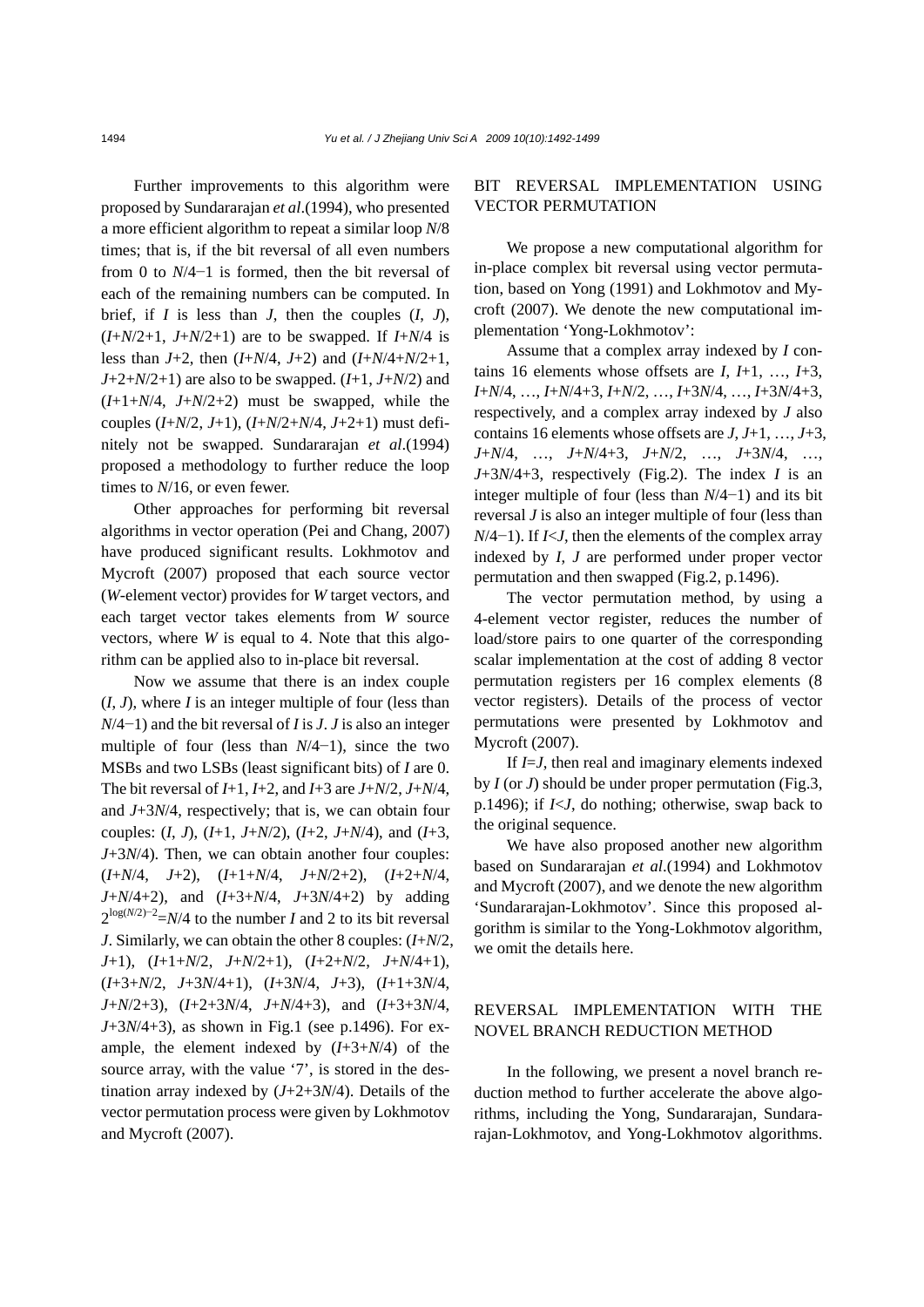Further improvements to this algorithm were proposed by Sundararajan *et al*.(1994), who presented a more efficient algorithm to repeat a similar loop $N/8$ times; that is, if the bit reversal of all even numbers from 0 to $N/4-1$ is formed, then the bit reversal of each of the remaining numbers can be computed. In brief, if $I$ is less than $J$, then the couples ($I$, $J$), ($I+N/2+1$, $J+N/2+1$) are to be swapped. If $I+N/4$ is less than $J+2$, then ($I+N/4$, $J+2$) and ($I+N/4+N/2+1$, $J+2+N/2+1$) are also to be swapped. ($I+1$, $J+N/2$) and ($I+1+N/4$, $J+N/2+2$) must be swapped, while the couples ($I+N/2$, $J+1$), ($I+N/2+N/4$, $J+2+1$) must definitely not be swapped. Sundararajan *et al*.(1994) proposed a methodology to further reduce the loop times to $N/16$, or even fewer.

Other approaches for performing bit reversal algorithms in vector operation (Pei and Chang, 2007) have produced significant results. Lokhmotov and Mycroft (2007) proposed that each source vector ($W$-element vector) provides for $W$ target vectors, and each target vector takes elements from $W$ source vectors, where $W$ is equal to 4. Note that this algorithm can be applied also to in-place bit reversal.

Now we assume that there is an index couple ($I$, $J$), where $I$ is an integer multiple of four (less than $N/4-1$) and the bit reversal of $I$ is $J$. $J$ is also an integer multiple of four (less than $N/4-1$), since the two MSBs and two LSBs (least significant bits) of $I$ are 0. The bit reversal of $I+1$, $I+2$, and $I+3$ are $J+N/2$, $J+N/4$, and $J+3N/4$, respectively; that is, we can obtain four couples: ($I$, $J$), ($I+1$, $J+N/2$), ($I+2$, $J+N/4$), and ($I+3$, $J+3N/4$). Then, we can obtain another four couples: ($I+N/4$, $J+2$), ($I+1+N/4$, $J+N/2+2$), ($I+2+N/4$, $J+N/4+2$), and ($I+3+N/4$, $J+3N/4+2$) by adding $2^{\log(N/2)-2}=N/4$ to the number $I$ and 2 to its bit reversal $J$. Similarly, we can obtain the other 8 couples: ($I+N/2$, $J+1$), ($I+1+N/2$, $J+N/2+1$), ($I+2+N/2$, $J+N/4+1$), ($I+3+N/2$, $J+3N/4+1$), ($I+3N/4$, $J+3$), ($I+1+3N/4$, $J+N/2+3$), ($I+2+3N/4$, $J+N/4+3$), and ($I+3+3N/4$, $J+3N/4+3$), as shown in Fig.1 (see p.1496). For example, the element indexed by ($I+3+N/4$) of the source array, with the value '7', is stored in the destination array indexed by ($J+2+3N/4$). Details of the vector permutation process were given by Lokhmotov and Mycroft (2007).

## BIT REVERSAL IMPLEMENTATION USING VECTOR PERMUTATION

We propose a new computational algorithm for in-place complex bit reversal using vector permutation, based on Yong (1991) and Lokhmotov and Mycroft (2007). We denote the new computational implementation 'Yong-Lokhmotov':

Assume that a complex array indexed by $I$ contains 16 elements whose offsets are $I$, $I+1$, …, $I+3$, $I+N/4$, …, $I+N/4+3$, $I+N/2$, …, $I+3N/4$, …, $I+3N/4+3$, respectively, and a complex array indexed by $J$ also contains 16 elements whose offsets are $J$, $J+1$, …, $J+3$, $J+N/4$, …, $J+N/4+3$, $J+N/2$, …, $J+3N/4$, …, $J+3N/4+3$, respectively (Fig.2). The index $I$ is an integer multiple of four (less than $N/4-1$) and its bit reversal $J$ is also an integer multiple of four (less than $N/4-1$). If $I<J$, then the elements of the complex array indexed by $I$, $J$ are performed under proper vector permutation and then swapped (Fig.2, p.1496).

The vector permutation method, by using a 4-element vector register, reduces the number of load/store pairs to one quarter of the corresponding scalar implementation at the cost of adding 8 vector permutation registers per 16 complex elements (8 vector registers). Details of the process of vector permutations were presented by Lokhmotov and Mycroft (2007).

If $I=J$, then real and imaginary elements indexed by $I$ (or $J$) should be under proper permutation (Fig.3, p.1496); if $I<J$, do nothing; otherwise, swap back to the original sequence.

We have also proposed another new algorithm based on Sundararajan *et al*.(1994) and Lokhmotov and Mycroft (2007), and we denote the new algorithm 'Sundararajan-Lokhmotov'. Since this proposed algorithm is similar to the Yong-Lokhmotov algorithm, we omit the details here.

## REVERSAL IMPLEMENTATION WITH THE NOVEL BRANCH REDUCTION METHOD

In the following, we present a novel branch reduction method to further accelerate the above algorithms, including the Yong, Sundararajan, Sundararajan-Lokhmotov, and Yong-Lokhmotov algorithms.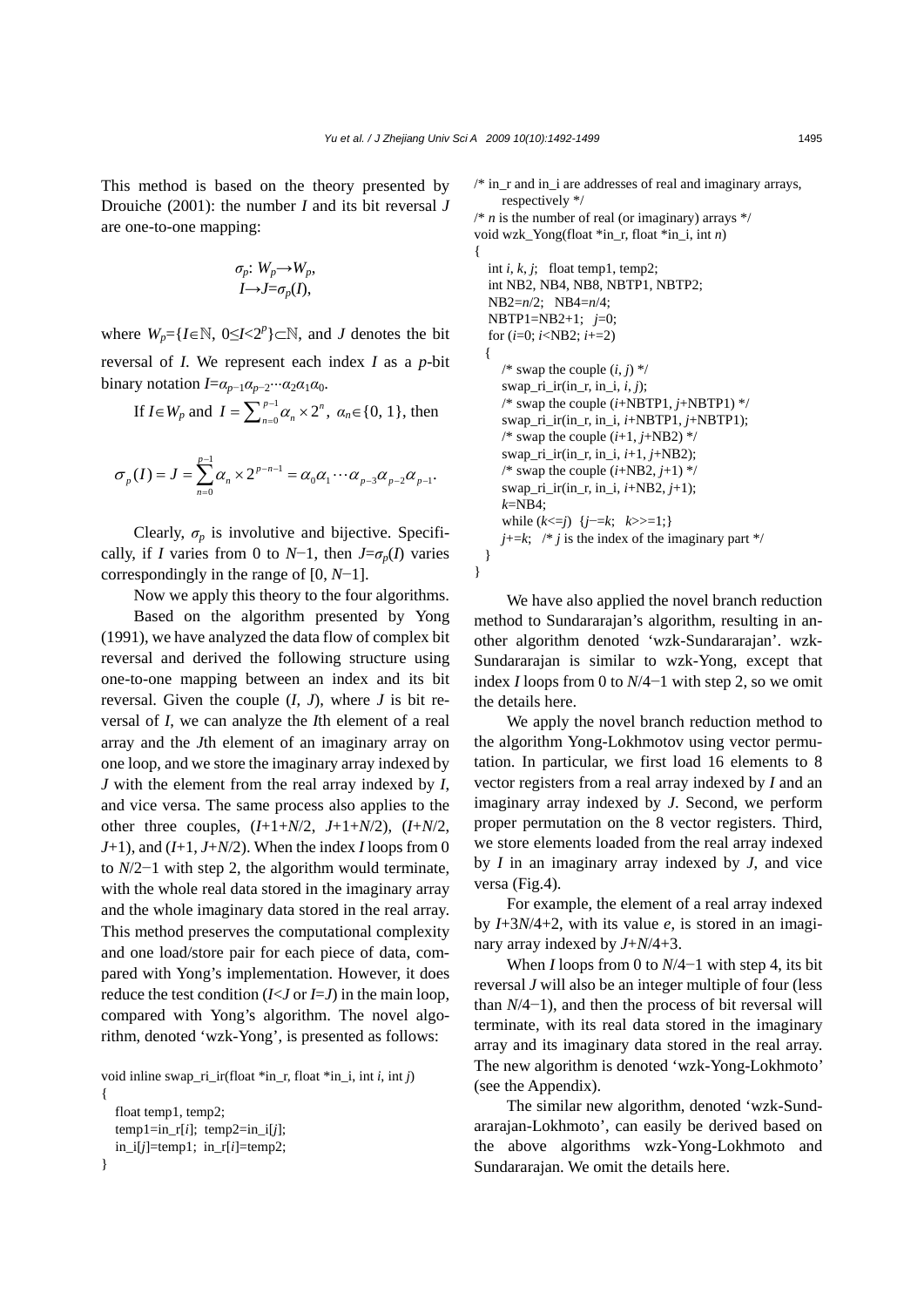This method is based on the theory presented by Drouiche (2001): the number $I$ and its bit reversal $J$ are one-to-one mapping:

$$\sigma_p\colon W_p \rightarrow W_p,$$
$$I \rightarrow J=\sigma_p(I),$$

where $W_p=\{I\in\mathbb{N},\ 0\leq I<2^p\}\subset\mathbb{N}$, and $J$ denotes the bit reversal of $I$. We represent each index $I$ as a $p$-bit binary notation $I=\alpha_{p-1}\alpha_{p-2}\cdots\alpha_2\alpha_1\alpha_0$.

If $I\in W_p$ and $I=\sum_{n=0}^{p-1}\alpha_n\times 2^n$, $\alpha_n\in\{0, 1\}$, then

$$\sigma_p(I)=J=\sum_{n=0}^{p-1}\alpha_n\times 2^{p-n-1}=\alpha_0\alpha_1\cdots\alpha_{p-3}\alpha_{p-2}\alpha_{p-1}.$$

Clearly, $\sigma_p$ is involutive and bijective. Specifically, if $I$ varies from 0 to $N-1$, then $J=\sigma_p(I)$ varies correspondingly in the range of $[0, N-1]$.

Now we apply this theory to the four algorithms.

Based on the algorithm presented by Yong (1991), we have analyzed the data flow of complex bit reversal and derived the following structure using one-to-one mapping between an index and its bit reversal. Given the couple $(I, J)$, where $J$ is bit reversal of $I$, we can analyze the $I$th element of a real array and the $J$th element of an imaginary array on one loop, and we store the imaginary array indexed by $J$ with the element from the real array indexed by $I$, and vice versa. The same process also applies to the other three couples, $(I+1+N/2, J+1+N/2)$, $(I+N/2, J+1)$, and $(I+1, J+N/2)$. When the index $I$ loops from 0 to $N/2-1$ with step 2, the algorithm would terminate, with the whole real data stored in the imaginary array and the whole imaginary data stored in the real array. This method preserves the computational complexity and one load/store pair for each piece of data, compared with Yong's implementation. However, it does reduce the test condition ($I<J$ or $I=J$) in the main loop, compared with Yong's algorithm. The novel algorithm, denoted 'wzk-Yong', is presented as follows:

```
void inline swap_ri_ir(float *in_r, float *in_i, int i, int j)
{
   float temp1, temp2;
   temp1=in_r[i];  temp2=in_i[j];
   in_i[j]=temp1;  in_r[i]=temp2;
}
```

```
/* in_r and in_i are addresses of real and imaginary arrays,
      respectively */
/* n is the number of real (or imaginary) arrays */
void wzk_Yong(float *in_r, float *in_i, int n)
{
   int i, k, j;   float temp1, temp2;
   int NB2, NB4, NB8, NBTP1, NBTP2;
   NB2=n/2;   NB4=n/4;
   NBTP1=NB2+1;   j=0;
   for (i=0; i<NB2; i+=2)
   {
      /* swap the couple (i, j) */
      swap_ri_ir(in_r, in_i, i, j);
      /* swap the couple (i+NBTP1, j+NBTP1) */
      swap_ri_ir(in_r, in_i, i+NBTP1, j+NBTP1);
      /* swap the couple (i+1, j+NB2) */
      swap_ri_ir(in_r, in_i, i+1, j+NB2);
      /* swap the couple (i+NB2, j+1) */
      swap_ri_ir(in_r, in_i, i+NB2, j+1);
      k=NB4;
      while (k<=j)  {j-=k;   k>>=1;}
      j+=k;   /* j is the index of the imaginary part */
   }
}
```

We have also applied the novel branch reduction method to Sundararajan's algorithm, resulting in another algorithm denoted 'wzk-Sundararajan'. wzk-Sundararajan is similar to wzk-Yong, except that index $I$ loops from 0 to $N/4-1$ with step 2, so we omit the details here.

We apply the novel branch reduction method to the algorithm Yong-Lokhmotov using vector permutation. In particular, we first load 16 elements to 8 vector registers from a real array indexed by $I$ and an imaginary array indexed by $J$. Second, we perform proper permutation on the 8 vector registers. Third, we store elements loaded from the real array indexed by $I$ in an imaginary array indexed by $J$, and vice versa (Fig.4).

For example, the element of a real array indexed by $I+3N/4+2$, with its value $e$, is stored in an imaginary array indexed by $J+N/4+3$.

When $I$ loops from 0 to $N/4-1$ with step 4, its bit reversal $J$ will also be an integer multiple of four (less than $N/4-1$), and then the process of bit reversal will terminate, with its real data stored in the imaginary array and its imaginary data stored in the real array. The new algorithm is denoted 'wzk-Yong-Lokhmoto' (see the Appendix).

The similar new algorithm, denoted 'wzk-Sundararajan-Lokhmoto', can easily be derived based on the above algorithms wzk-Yong-Lokhmoto and Sundararajan. We omit the details here.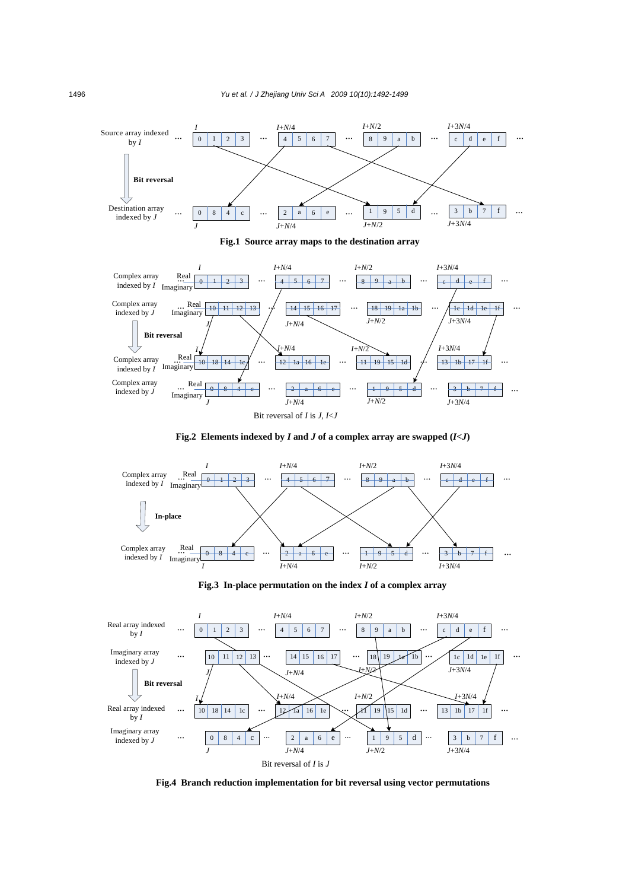Fig.1 Source array maps to the destination array

Fig.2 Elements indexed by $I$ and $J$ of a complex array are swapped ($I<J$)

Fig.3 In-place permutation on the index $I$ of a complex array

Fig.4 Branch reduction implementation for bit reversal using vector permutations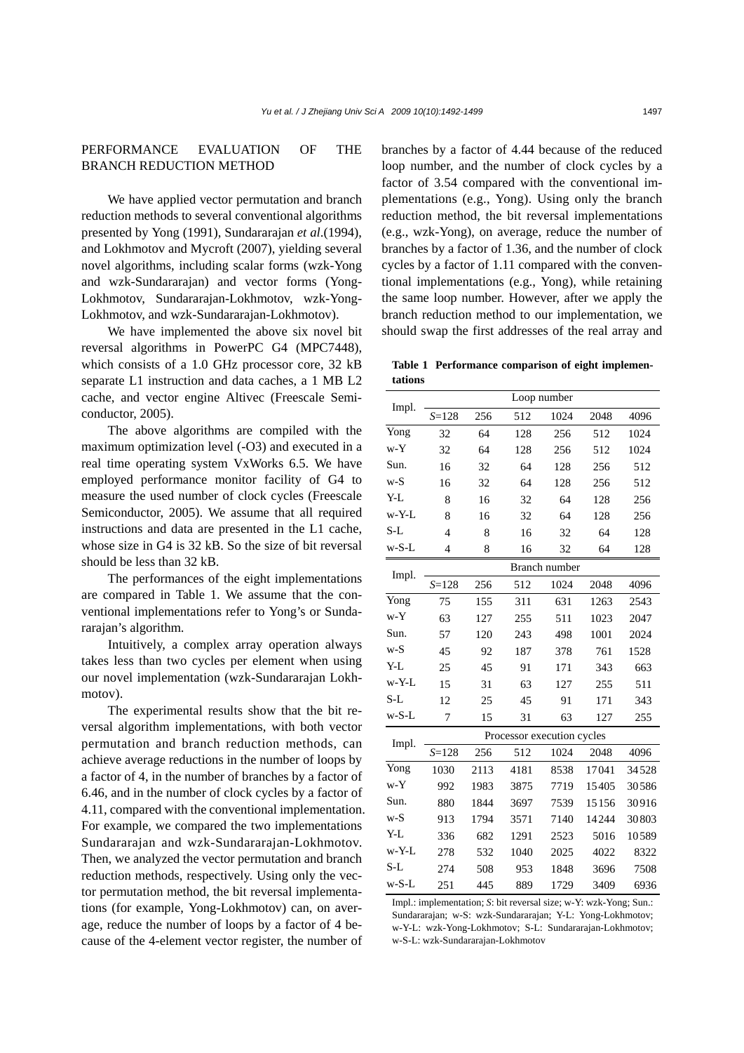## PERFORMANCE EVALUATION OF THE BRANCH REDUCTION METHOD

We have applied vector permutation and branch reduction methods to several conventional algorithms presented by Yong (1991), Sundararajan *et al*.(1994), and Lokhmotov and Mycroft (2007), yielding several novel algorithms, including scalar forms (wzk-Yong and wzk-Sundararajan) and vector forms (Yong-Lokhmotov, Sundararajan-Lokhmotov, wzk-Yong-Lokhmotov, and wzk-Sundararajan-Lokhmotov).

We have implemented the above six novel bit reversal algorithms in PowerPC G4 (MPC7448), which consists of a 1.0 GHz processor core, 32 kB separate L1 instruction and data caches, a 1 MB L2 cache, and vector engine Altivec (Freescale Semiconductor, 2005).

The above algorithms are compiled with the maximum optimization level (-O3) and executed in a real time operating system VxWorks 6.5. We have employed performance monitor facility of G4 to measure the used number of clock cycles (Freescale Semiconductor, 2005). We assume that all required instructions and data are presented in the L1 cache, whose size in G4 is 32 kB. So the size of bit reversal should be less than 32 kB.

The performances of the eight implementations are compared in Table 1. We assume that the conventional implementations refer to Yong's or Sundararajan's algorithm.

Intuitively, a complex array operation always takes less than two cycles per element when using our novel implementation (wzk-Sundararajan Lokhmotov).

The experimental results show that the bit reversal algorithm implementations, with both vector permutation and branch reduction methods, can achieve average reductions in the number of loops by a factor of 4, in the number of branches by a factor of 6.46, and in the number of clock cycles by a factor of 4.11, compared with the conventional implementation. For example, we compared the two implementations Sundararajan and wzk-Sundararajan-Lokhmotov. Then, we analyzed the vector permutation and branch reduction methods, respectively. Using only the vector permutation method, the bit reversal implementations (for example, Yong-Lokhmotov) can, on average, reduce the number of loops by a factor of 4 because of the 4-element vector register, the number of branches by a factor of 4.44 because of the reduced loop number, and the number of clock cycles by a factor of 3.54 compared with the conventional implementations (e.g., Yong). Using only the branch reduction method, the bit reversal implementations (e.g., wzk-Yong), on average, reduce the number of branches by a factor of 1.36, and the number of clock cycles by a factor of 1.11 compared with the conventional implementations (e.g., Yong), while retaining the same loop number. However, after we apply the branch reduction method to our implementation, we should swap the first addresses of the real array and

**Table 1 Performance comparison of eight implementations**

| Impl. | Loop number | | | | | |
|---|---|---|---|---|---|---|
| | *S*=128 | 256 | 512 | 1024 | 2048 | 4096 |
| Yong | 32 | 64 | 128 | 256 | 512 | 1024 |
| w-Y | 32 | 64 | 128 | 256 | 512 | 1024 |
| Sun. | 16 | 32 | 64 | 128 | 256 | 512 |
| w-S | 16 | 32 | 64 | 128 | 256 | 512 |
| Y-L | 8 | 16 | 32 | 64 | 128 | 256 |
| w-Y-L | 8 | 16 | 32 | 64 | 128 | 256 |
| S-L | 4 | 8 | 16 | 32 | 64 | 128 |
| w-S-L | 4 | 8 | 16 | 32 | 64 | 128 |
| **Impl.** | **Branch number** | | | | | |
| | *S*=128 | 256 | 512 | 1024 | 2048 | 4096 |
| Yong | 75 | 155 | 311 | 631 | 1263 | 2543 |
| w-Y | 63 | 127 | 255 | 511 | 1023 | 2047 |
| Sun. | 57 | 120 | 243 | 498 | 1001 | 2024 |
| w-S | 45 | 92 | 187 | 378 | 761 | 1528 |
| Y-L | 25 | 45 | 91 | 171 | 343 | 663 |
| w-Y-L | 15 | 31 | 63 | 127 | 255 | 511 |
| S-L | 12 | 25 | 45 | 91 | 171 | 343 |
| w-S-L | 7 | 15 | 31 | 63 | 127 | 255 |
| **Impl.** | **Processor execution cycles** | | | | | |
| | *S*=128 | 256 | 512 | 1024 | 2048 | 4096 |
| Yong | 1030 | 2113 | 4181 | 8538 | 17041 | 34528 |
| w-Y | 992 | 1983 | 3875 | 7719 | 15405 | 30586 |
| Sun. | 880 | 1844 | 3697 | 7539 | 15156 | 30916 |
| w-S | 913 | 1794 | 3571 | 7140 | 14244 | 30803 |
| Y-L | 336 | 682 | 1291 | 2523 | 5016 | 10589 |
| w-Y-L | 278 | 532 | 1040 | 2025 | 4022 | 8322 |
| S-L | 274 | 508 | 953 | 1848 | 3696 | 7508 |
| w-S-L | 251 | 445 | 889 | 1729 | 3409 | 6936 |

Impl.: implementation; *S*: bit reversal size; w-Y: wzk-Yong; Sun.: Sundararajan; w-S: wzk-Sundararajan; Y-L: Yong-Lokhmotov; w-Y-L: wzk-Yong-Lokhmotov; S-L: Sundararajan-Lokhmotov; w-S-L: wzk-Sundararajan-Lokhmotov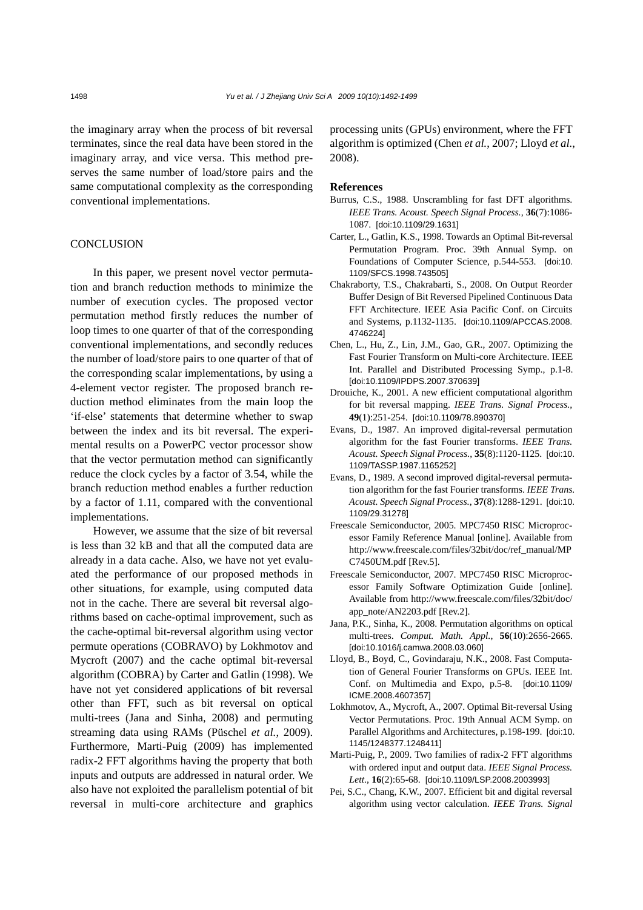the imaginary array when the process of bit reversal terminates, since the real data have been stored in the imaginary array, and vice versa. This method preserves the same number of load/store pairs and the same computational complexity as the corresponding conventional implementations.

## CONCLUSION

In this paper, we present novel vector permutation and branch reduction methods to minimize the number of execution cycles. The proposed vector permutation method firstly reduces the number of loop times to one quarter of that of the corresponding conventional implementations, and secondly reduces the number of load/store pairs to one quarter of that of the corresponding scalar implementations, by using a 4-element vector register. The proposed branch reduction method eliminates from the main loop the 'if-else' statements that determine whether to swap between the index and its bit reversal. The experimental results on a PowerPC vector processor show that the vector permutation method can significantly reduce the clock cycles by a factor of 3.54, while the branch reduction method enables a further reduction by a factor of 1.11, compared with the conventional implementations.

However, we assume that the size of bit reversal is less than 32 kB and that all the computed data are already in a data cache. Also, we have not yet evaluated the performance of our proposed methods in other situations, for example, using computed data not in the cache. There are several bit reversal algorithms based on cache-optimal improvement, such as the cache-optimal bit-reversal algorithm using vector permute operations (COBRAVO) by Lokhmotov and Mycroft (2007) and the cache optimal bit-reversal algorithm (COBRA) by Carter and Gatlin (1998). We have not yet considered applications of bit reversal other than FFT, such as bit reversal on optical multi-trees (Jana and Sinha, 2008) and permuting streaming data using RAMs (Püschel *et al.*, 2009). Furthermore, Marti-Puig (2009) has implemented radix-2 FFT algorithms having the property that both inputs and outputs are addressed in natural order. We also have not exploited the parallelism potential of bit reversal in multi-core architecture and graphics processing units (GPUs) environment, where the FFT algorithm is optimized (Chen *et al.*, 2007; Lloyd *et al.*, 2008).

## References

Burrus, C.S., 1988. Unscrambling for fast DFT algorithms. *IEEE Trans. Acoust. Speech Signal Process.*, **36**(7):1086-1087. [doi:10.1109/29.1631]

Carter, L., Gatlin, K.S., 1998. Towards an Optimal Bit-reversal Permutation Program. Proc. 39th Annual Symp. on Foundations of Computer Science, p.544-553. [doi:10.1109/SFCS.1998.743505]

Chakraborty, T.S., Chakrabarti, S., 2008. On Output Reorder Buffer Design of Bit Reversed Pipelined Continuous Data FFT Architecture. IEEE Asia Pacific Conf. on Circuits and Systems, p.1132-1135. [doi:10.1109/APCCAS.2008.4746224]

Chen, L., Hu, Z., Lin, J.M., Gao, G.R., 2007. Optimizing the Fast Fourier Transform on Multi-core Architecture. IEEE Int. Parallel and Distributed Processing Symp., p.1-8. [doi:10.1109/IPDPS.2007.370639]

Drouiche, K., 2001. A new efficient computational algorithm for bit reversal mapping. *IEEE Trans. Signal Process.*, **49**(1):251-254. [doi:10.1109/78.890370]

Evans, D., 1987. An improved digital-reversal permutation algorithm for the fast Fourier transforms. *IEEE Trans. Acoust. Speech Signal Process.*, **35**(8):1120-1125. [doi:10.1109/TASSP.1987.1165252]

Evans, D., 1989. A second improved digital-reversal permutation algorithm for the fast Fourier transforms. *IEEE Trans. Acoust. Speech Signal Process.*, **37**(8):1288-1291. [doi:10.1109/29.31278]

Freescale Semiconductor, 2005. MPC7450 RISC Microprocessor Family Reference Manual [online]. Available from http://www.freescale.com/files/32bit/doc/ref_manual/MPC7450UM.pdf [Rev.5].

Freescale Semiconductor, 2007. MPC7450 RISC Microprocessor Family Software Optimization Guide [online]. Available from http://www.freescale.com/files/32bit/doc/app_note/AN2203.pdf [Rev.2].

Jana, P.K., Sinha, K., 2008. Permutation algorithms on optical multi-trees. *Comput. Math. Appl.*, **56**(10):2656-2665. [doi:10.1016/j.camwa.2008.03.060]

Lloyd, B., Boyd, C., Govindaraju, N.K., 2008. Fast Computation of General Fourier Transforms on GPUs. IEEE Int. Conf. on Multimedia and Expo, p.5-8. [doi:10.1109/ICME.2008.4607357]

Lokhmotov, A., Mycroft, A., 2007. Optimal Bit-reversal Using Vector Permutations. Proc. 19th Annual ACM Symp. on Parallel Algorithms and Architectures, p.198-199. [doi:10.1145/1248377.1248411]

Marti-Puig, P., 2009. Two families of radix-2 FFT algorithms with ordered input and output data. *IEEE Signal Process. Lett.*, **16**(2):65-68. [doi:10.1109/LSP.2008.2003993]

Pei, S.C., Chang, K.W., 2007. Efficient bit and digital reversal algorithm using vector calculation. *IEEE Trans. Signal*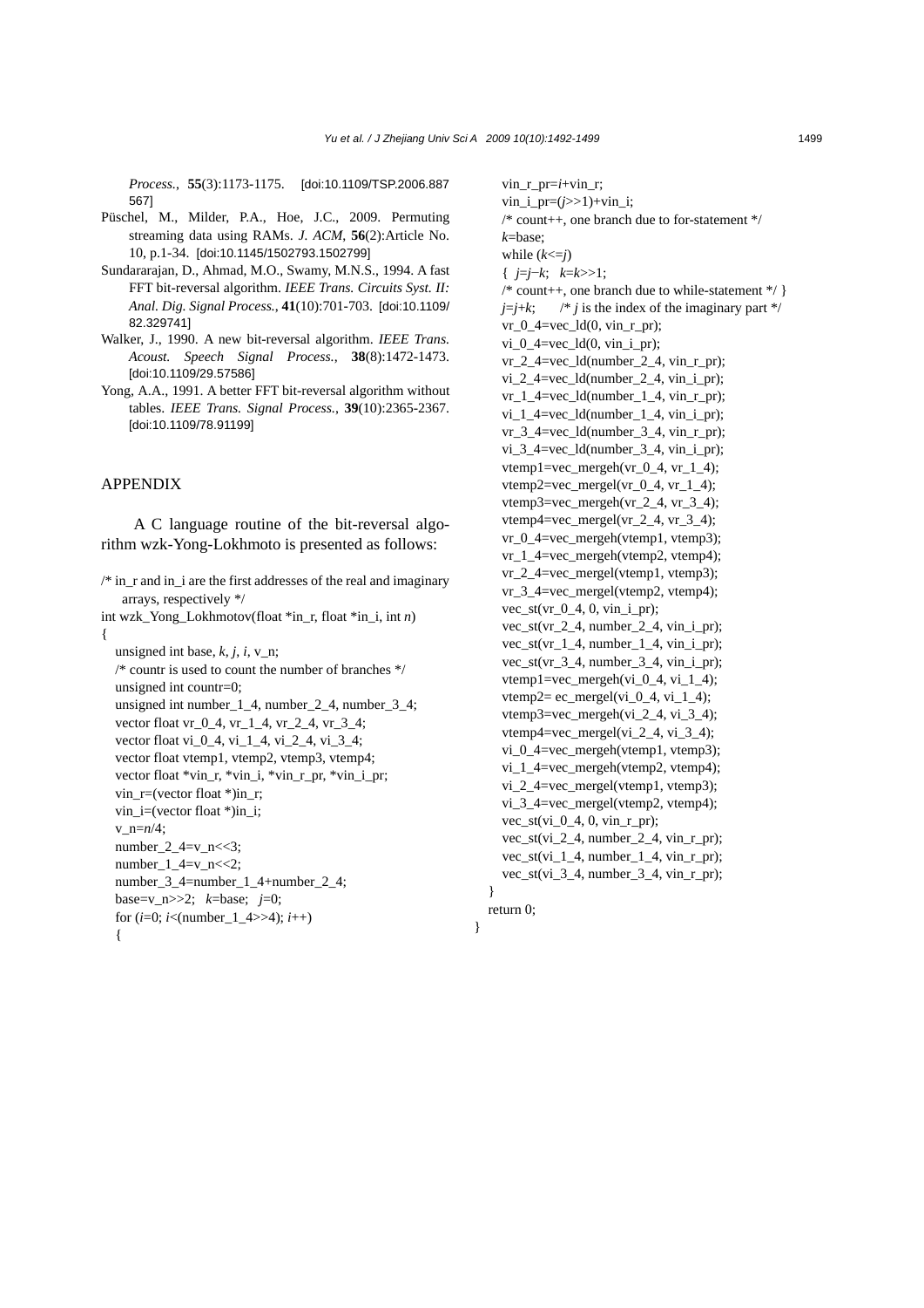*Process.*, **55**(3):1173-1175. [doi:10.1109/TSP.2006.887567]

Püschel, M., Milder, P.A., Hoe, J.C., 2009. Permuting streaming data using RAMs. *J. ACM*, **56**(2):Article No. 10, p.1-34. [doi:10.1145/1502793.1502799]

Sundararajan, D., Ahmad, M.O., Swamy, M.N.S., 1994. A fast FFT bit-reversal algorithm. *IEEE Trans. Circuits Syst. II: Anal. Dig. Signal Process.*, **41**(10):701-703. [doi:10.1109/82.329741]

Walker, J., 1990. A new bit-reversal algorithm. *IEEE Trans. Acoust. Speech Signal Process.*, **38**(8):1472-1473. [doi:10.1109/29.57586]

Yong, A.A., 1991. A better FFT bit-reversal algorithm without tables. *IEEE Trans. Signal Process.*, **39**(10):2365-2367. [doi:10.1109/78.91199]

## APPENDIX

A C language routine of the bit-reversal algorithm wzk-Yong-Lokhmoto is presented as follows:

```
/* in_r and in_i are the first addresses of the real and imaginary
    arrays, respectively */
int wzk_Yong_Lokhmotov(float *in_r, float *in_i, int n)
{
   unsigned int base, k, j, i, v_n;
   /* countr is used to count the number of branches */
   unsigned int countr=0;
   unsigned int number_1_4, number_2_4, number_3_4;
   vector float vr_0_4, vr_1_4, vr_2_4, vr_3_4;
   vector float vi_0_4, vi_1_4, vi_2_4, vi_3_4;
   vector float vtemp1, vtemp2, vtemp3, vtemp4;
   vector float *vin_r, *vin_i, *vin_r_pr, *vin_i_pr;
   vin_r=(vector float *)in_r;
   vin_i=(vector float *)in_i;
   v_n=n/4;
   number_2_4=v_n<<3;
   number_1_4=v_n<<2;
   number_3_4=number_1_4+number_2_4;
   base=v_n>>2;   k=base;   j=0;
   for (i=0; i<(number_1_4>>4); i++)
   {
      vin_r_pr=i+vin_r;
      vin_i_pr=(j>>1)+vin_i;
      /* count++, one branch due to for-statement */
      k=base;
      while (k<=j)
      {  j=j−k;   k=k>>1;
      /* count++, one branch due to while-statement */ }
      j=j+k;      /* j is the index of the imaginary part */
      vr_0_4=vec_ld(0, vin_r_pr);
      vi_0_4=vec_ld(0, vin_i_pr);
      vr_2_4=vec_ld(number_2_4, vin_r_pr);
      vi_2_4=vec_ld(number_2_4, vin_i_pr);
      vr_1_4=vec_ld(number_1_4, vin_r_pr);
      vi_1_4=vec_ld(number_1_4, vin_i_pr);
      vr_3_4=vec_ld(number_3_4, vin_r_pr);
      vi_3_4=vec_ld(number_3_4, vin_i_pr);
      vtemp1=vec_mergeh(vr_0_4, vr_1_4);
      vtemp2=vec_mergel(vr_0_4, vr_1_4);
      vtemp3=vec_mergeh(vr_2_4, vr_3_4);
      vtemp4=vec_mergel(vr_2_4, vr_3_4);
      vr_0_4=vec_mergeh(vtemp1, vtemp3);
      vr_1_4=vec_mergeh(vtemp2, vtemp4);
      vr_2_4=vec_mergel(vtemp1, vtemp3);
      vr_3_4=vec_mergel(vtemp2, vtemp4);
      vec_st(vr_0_4, 0, vin_i_pr);
      vec_st(vr_2_4, number_2_4, vin_i_pr);
      vec_st(vr_1_4, number_1_4, vin_i_pr);
      vec_st(vr_3_4, number_3_4, vin_i_pr);
      vtemp1=vec_mergeh(vi_0_4, vi_1_4);
      vtemp2= ec_mergel(vi_0_4, vi_1_4);
      vtemp3=vec_mergeh(vi_2_4, vi_3_4);
      vtemp4=vec_mergel(vi_2_4, vi_3_4);
      vi_0_4=vec_mergeh(vtemp1, vtemp3);
      vi_1_4=vec_mergeh(vtemp2, vtemp4);
      vi_2_4=vec_mergel(vtemp1, vtemp3);
      vi_3_4=vec_mergel(vtemp2, vtemp4);
      vec_st(vi_0_4, 0, vin_r_pr);
      vec_st(vi_2_4, number_2_4, vin_r_pr);
      vec_st(vi_1_4, number_1_4, vin_r_pr);
      vec_st(vi_3_4, number_3_4, vin_r_pr);
   }
   return 0;
}
```